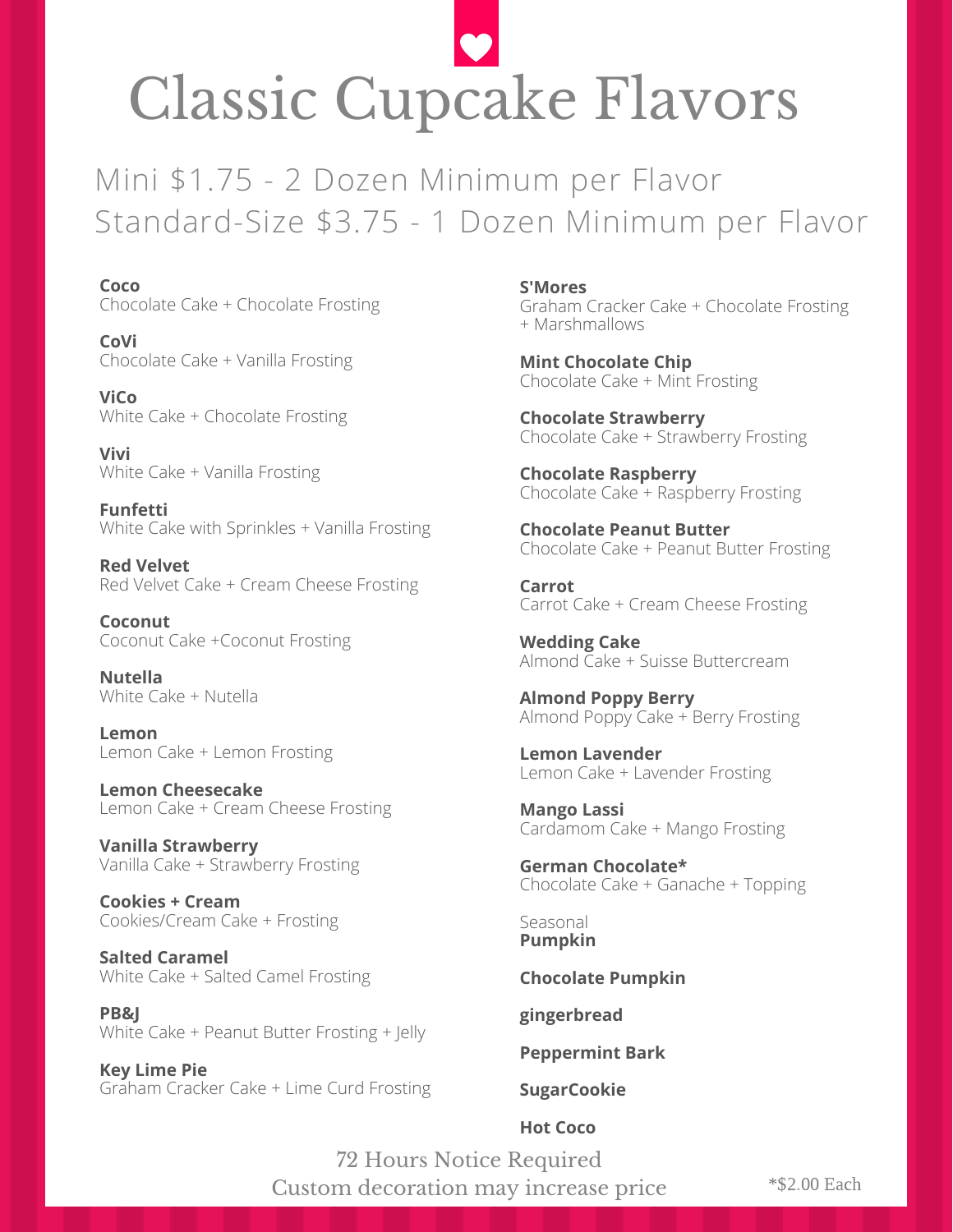# Classic Cupcake Flavors

## Mini $1.75 - 2 Dozen Minimum per Flavor
## Standard-Size $3.75 - 1 Dozen Minimum per Flavor

**Coco**
Chocolate Cake + Chocolate Frosting

**CoVi**
Chocolate Cake + Vanilla Frosting

**ViCo**
White Cake + Chocolate Frosting

**Vivi**
White Cake + Vanilla Frosting

**Funfetti**
White Cake with Sprinkles + Vanilla Frosting

**Red Velvet**
Red Velvet Cake + Cream Cheese Frosting

**Coconut**
Coconut Cake +Coconut Frosting

**Nutella**
White Cake + Nutella

**Lemon**
Lemon Cake + Lemon Frosting

**Lemon Cheesecake**
Lemon Cake + Cream Cheese Frosting

**Vanilla Strawberry**
Vanilla Cake + Strawberry Frosting

**Cookies + Cream**
Cookies/Cream Cake + Frosting

**Salted Caramel**
White Cake + Salted Camel Frosting

**PB&J**
White Cake + Peanut Butter Frosting + Jelly

**Key Lime Pie**
Graham Cracker Cake + Lime Curd Frosting

**S'Mores**
Graham Cracker Cake + Chocolate Frosting + Marshmallows

**Mint Chocolate Chip**
Chocolate Cake + Mint Frosting

**Chocolate Strawberry**
Chocolate Cake + Strawberry Frosting

**Chocolate Raspberry**
Chocolate Cake + Raspberry Frosting

**Chocolate Peanut Butter**
Chocolate Cake + Peanut Butter Frosting

**Carrot**
Carrot Cake + Cream Cheese Frosting

**Wedding Cake**
Almond Cake + Suisse Buttercream

**Almond Poppy Berry**
Almond Poppy Cake + Berry Frosting

**Lemon Lavender**
Lemon Cake + Lavender Frosting

**Mango Lassi**
Cardamom Cake + Mango Frosting

**German Chocolate***
Chocolate Cake + Ganache + Topping

Seasonal
**Pumpkin**

**Chocolate Pumpkin**

**gingerbread**

**Peppermint Bark**

**SugarCookie**

**Hot Coco**

72 Hours Notice Required
Custom decoration may increase price

*$2.00 Each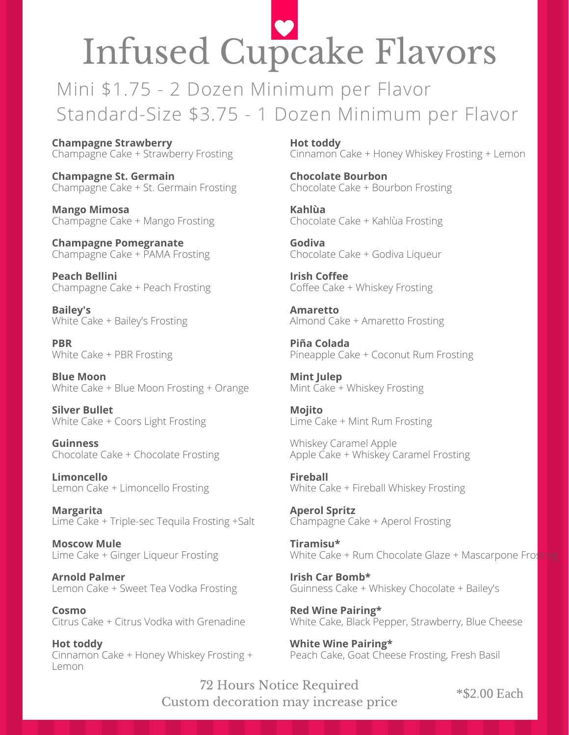# Infused Cupcake Flavors

Mini $1.75 - 2 Dozen Minimum per Flavor
Standard-Size $3.75 - 1 Dozen Minimum per Flavor

**Champagne Strawberry**
Champagne Cake + Strawberry Frosting

**Champagne St. Germain**
Champagne Cake + St. Germain Frosting

**Mango Mimosa**
Champagne Cake + Mango Frosting

**Champagne Pomegranate**
Champagne Cake + PAMA Frosting

**Peach Bellini**
Champagne Cake + Peach Frosting

**Bailey's**
White Cake + Bailey's Frosting

**PBR**
White Cake + PBR Frosting

**Blue Moon**
White Cake + Blue Moon Frosting + Orange

**Silver Bullet**
White Cake + Coors Light Frosting

**Guinness**
Chocolate Cake + Chocolate Frosting

**Limoncello**
Lemon Cake + Limoncello Frosting

**Margarita**
Lime Cake + Triple-sec Tequila Frosting +Salt

**Moscow Mule**
Lime Cake + Ginger Liqueur Frosting

**Arnold Palmer**
Lemon Cake + Sweet Tea Vodka Frosting

**Cosmo**
Citrus Cake + Citrus Vodka with Grenadine

**Hot toddy**
Cinnamon Cake + Honey Whiskey Frosting + Lemon

**Hot toddy**
Cinnamon Cake + Honey Whiskey Frosting + Lemon

**Chocolate Bourbon**
Chocolate Cake + Bourbon Frosting

**Kahlùa**
Chocolate Cake + Kahlùa Frosting

**Godiva**
Chocolate Cake + Godiva Liqueur

**Irish Coffee**
Coffee Cake + Whiskey Frosting

**Amaretto**
Almond Cake + Amaretto Frosting

**Piña Colada**
Pineapple Cake + Coconut Rum Frosting

**Mint Julep**
Mint Cake + Whiskey Frosting

**Mojito**
Lime Cake + Mint Rum Frosting

Whiskey Caramel Apple
Apple Cake + Whiskey Caramel Frosting

**Fireball**
White Cake + Fireball Whiskey Frosting

**Aperol Spritz**
Champagne Cake + Aperol Frosting

**Tiramisu***
White Cake + Rum Chocolate Glaze + Mascarpone Frosting

**Irish Car Bomb***
Guinness Cake + Whiskey Chocolate + Bailey's

**Red Wine Pairing***
White Cake, Black Pepper, Strawberry, Blue Cheese

**White Wine Pairing***
Peach Cake, Goat Cheese Frosting, Fresh Basil

72 Hours Notice Required
Custom decoration may increase price

*$2.00 Each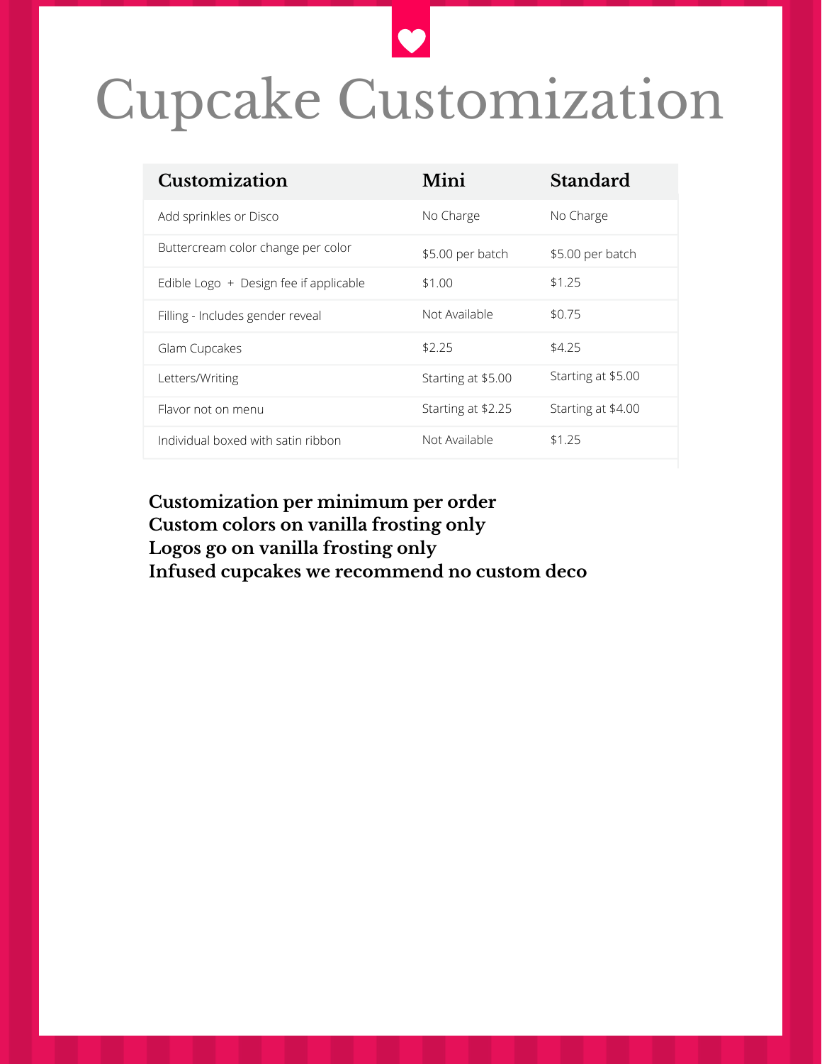# Cupcake Customization

| Customization | Mini | Standard |
|---|---|---|
| Add sprinkles or Disco | No Charge | No Charge |
| Buttercream color change per color | $5.00 per batch | $5.00 per batch |
| Edible Logo + Design fee if applicable | $1.00 | $1.25 |
| Filling - Includes gender reveal | Not Available | $0.75 |
| Glam Cupcakes | $2.25 | $4.25 |
| Letters/Writing | Starting at $5.00 | Starting at $5.00 |
| Flavor not on menu | Starting at $2.25 | Starting at $4.00 |
| Individual boxed with satin ribbon | Not Available | $1.25 |

**Customization per minimum per order**
**Custom colors on vanilla frosting only**
**Logos go on vanilla frosting only**
**Infused cupcakes we recommend no custom deco**